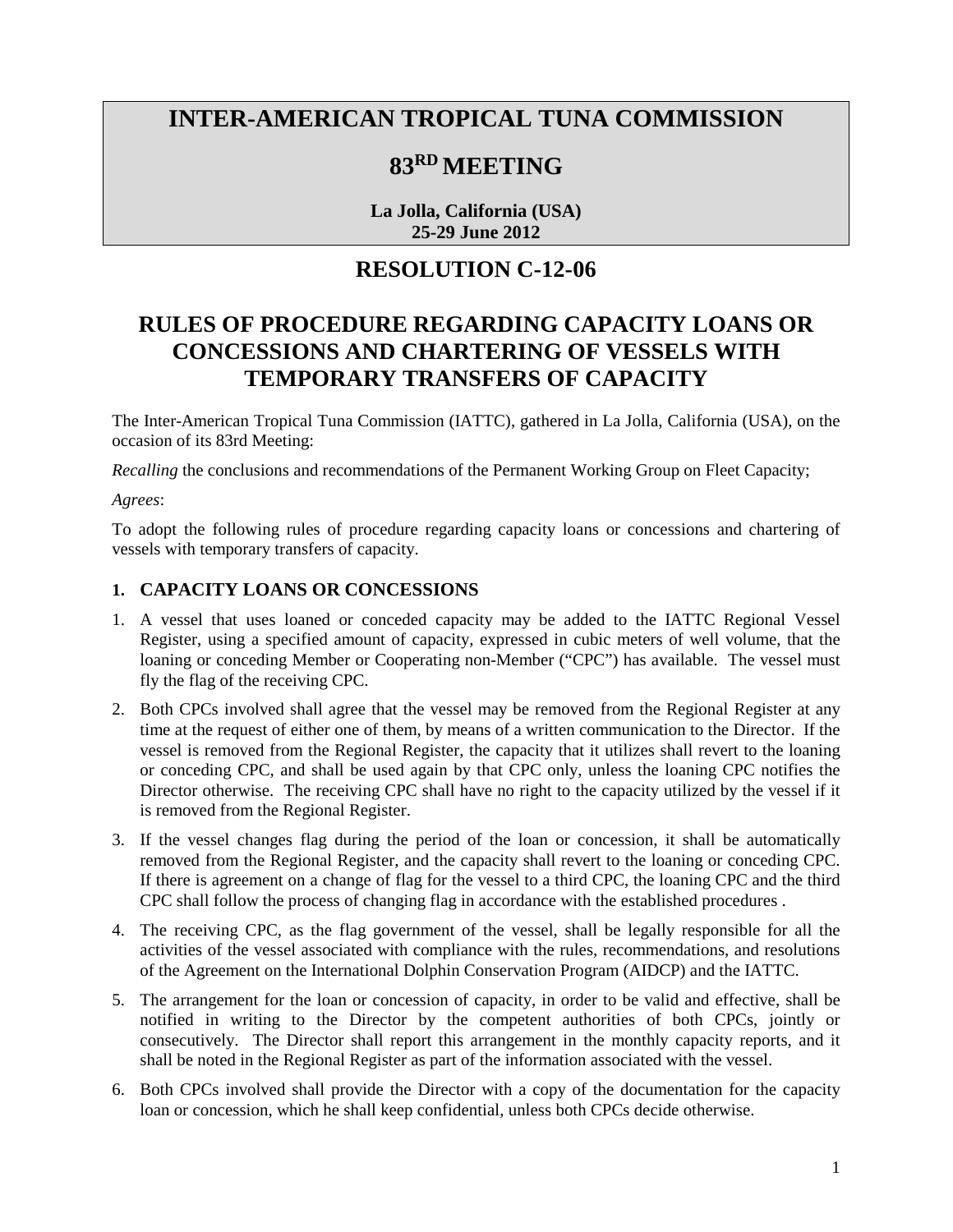# INTER-AMERICAN TROPICAL TUNA COMMISSION

# 83RD MEETING

**La Jolla, California (USA)**
**25-29 June 2012**

## RESOLUTION C-12-06

## RULES OF PROCEDURE REGARDING CAPACITY LOANS OR CONCESSIONS AND CHARTERING OF VESSELS WITH TEMPORARY TRANSFERS OF CAPACITY

The Inter-American Tropical Tuna Commission (IATTC), gathered in La Jolla, California (USA), on the occasion of its 83rd Meeting:

*Recalling* the conclusions and recommendations of the Permanent Working Group on Fleet Capacity;

*Agrees*:

To adopt the following rules of procedure regarding capacity loans or concessions and chartering of vessels with temporary transfers of capacity.

### 1. CAPACITY LOANS OR CONCESSIONS

1. A vessel that uses loaned or conceded capacity may be added to the IATTC Regional Vessel Register, using a specified amount of capacity, expressed in cubic meters of well volume, that the loaning or conceding Member or Cooperating non-Member ("CPC") has available. The vessel must fly the flag of the receiving CPC.
2. Both CPCs involved shall agree that the vessel may be removed from the Regional Register at any time at the request of either one of them, by means of a written communication to the Director. If the vessel is removed from the Regional Register, the capacity that it utilizes shall revert to the loaning or conceding CPC, and shall be used again by that CPC only, unless the loaning CPC notifies the Director otherwise. The receiving CPC shall have no right to the capacity utilized by the vessel if it is removed from the Regional Register.
3. If the vessel changes flag during the period of the loan or concession, it shall be automatically removed from the Regional Register, and the capacity shall revert to the loaning or conceding CPC. If there is agreement on a change of flag for the vessel to a third CPC, the loaning CPC and the third CPC shall follow the process of changing flag in accordance with the established procedures .
4. The receiving CPC, as the flag government of the vessel, shall be legally responsible for all the activities of the vessel associated with compliance with the rules, recommendations, and resolutions of the Agreement on the International Dolphin Conservation Program (AIDCP) and the IATTC.
5. The arrangement for the loan or concession of capacity, in order to be valid and effective, shall be notified in writing to the Director by the competent authorities of both CPCs, jointly or consecutively. The Director shall report this arrangement in the monthly capacity reports, and it shall be noted in the Regional Register as part of the information associated with the vessel.
6. Both CPCs involved shall provide the Director with a copy of the documentation for the capacity loan or concession, which he shall keep confidential, unless both CPCs decide otherwise.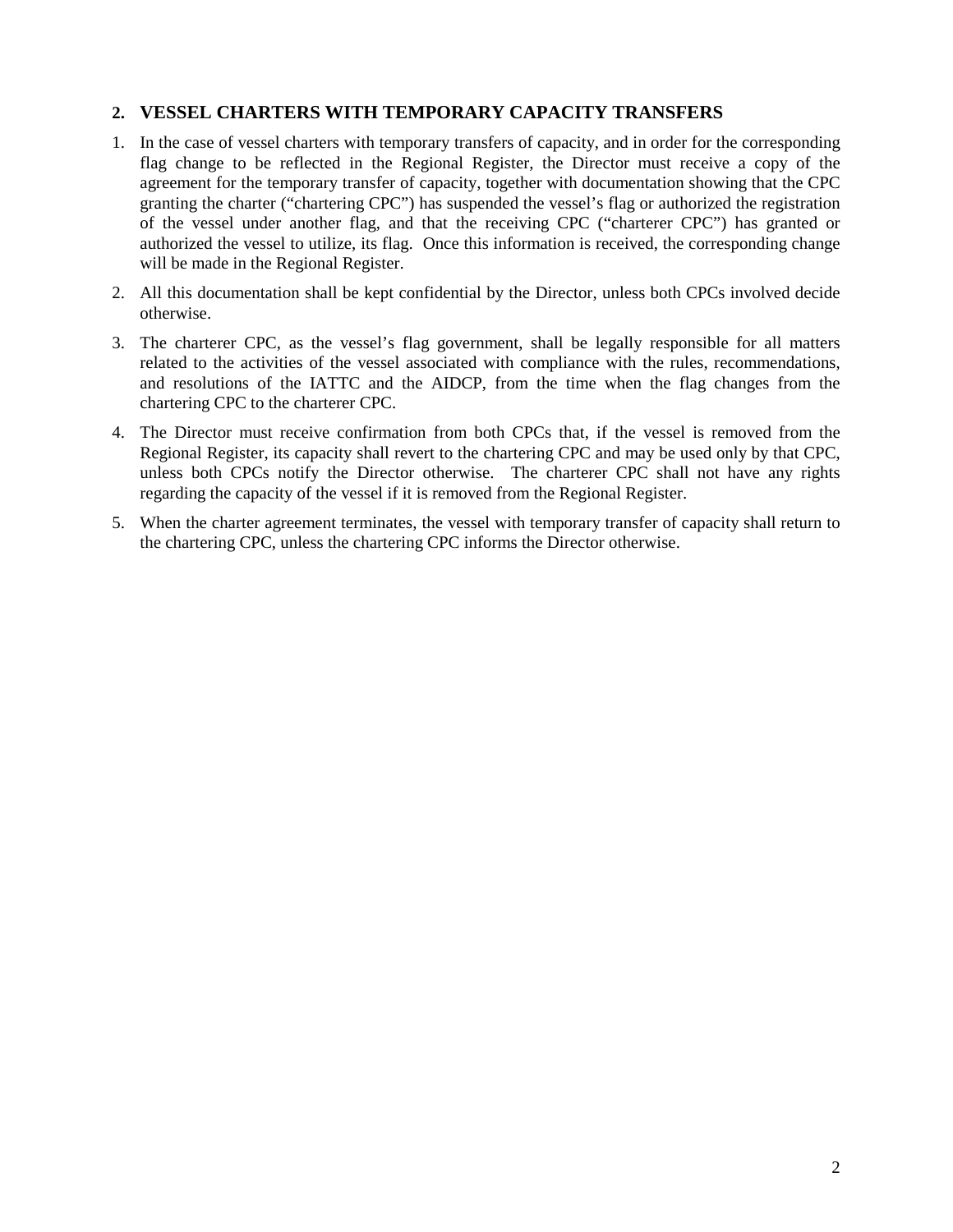## 2. VESSEL CHARTERS WITH TEMPORARY CAPACITY TRANSFERS

1. In the case of vessel charters with temporary transfers of capacity, and in order for the corresponding flag change to be reflected in the Regional Register, the Director must receive a copy of the agreement for the temporary transfer of capacity, together with documentation showing that the CPC granting the charter ("chartering CPC") has suspended the vessel's flag or authorized the registration of the vessel under another flag, and that the receiving CPC ("charterer CPC") has granted or authorized the vessel to utilize, its flag. Once this information is received, the corresponding change will be made in the Regional Register.
2. All this documentation shall be kept confidential by the Director, unless both CPCs involved decide otherwise.
3. The charterer CPC, as the vessel's flag government, shall be legally responsible for all matters related to the activities of the vessel associated with compliance with the rules, recommendations, and resolutions of the IATTC and the AIDCP, from the time when the flag changes from the chartering CPC to the charterer CPC.
4. The Director must receive confirmation from both CPCs that, if the vessel is removed from the Regional Register, its capacity shall revert to the chartering CPC and may be used only by that CPC, unless both CPCs notify the Director otherwise. The charterer CPC shall not have any rights regarding the capacity of the vessel if it is removed from the Regional Register.
5. When the charter agreement terminates, the vessel with temporary transfer of capacity shall return to the chartering CPC, unless the chartering CPC informs the Director otherwise.